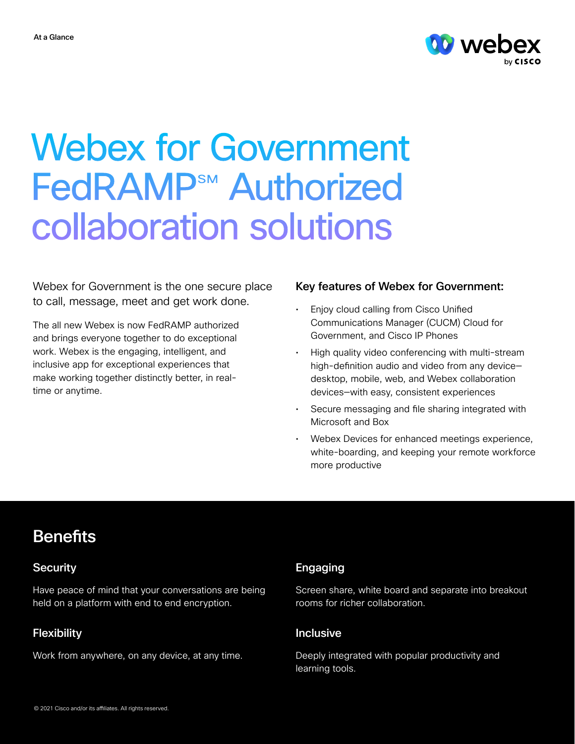At a Glance

# Webex for Government FedRAMP℠ Authorized collaboration solutions

Webex for Government is the one secure place to call, message, meet and get work done.

The all new Webex is now FedRAMP authorized and brings everyone together to do exceptional work. Webex is the engaging, intelligent, and inclusive app for exceptional experiences that make working together distinctly better, in real-time or anytime.

### Key features of Webex for Government:

- Enjoy cloud calling from Cisco Unified Communications Manager (CUCM) Cloud for Government, and Cisco IP Phones
- High quality video conferencing with multi-stream high-definition audio and video from any device—desktop, mobile, web, and Webex collaboration devices—with easy, consistent experiences
- Secure messaging and file sharing integrated with Microsoft and Box
- Webex Devices for enhanced meetings experience, white-boarding, and keeping your remote workforce more productive

## Benefits

### Security

Have peace of mind that your conversations are being held on a platform with end to end encryption.

### Flexibility

Work from anywhere, on any device, at any time.

### Engaging

Screen share, white board and separate into breakout rooms for richer collaboration.

### Inclusive

Deeply integrated with popular productivity and learning tools.

© 2021 Cisco and/or its affiliates. All rights reserved.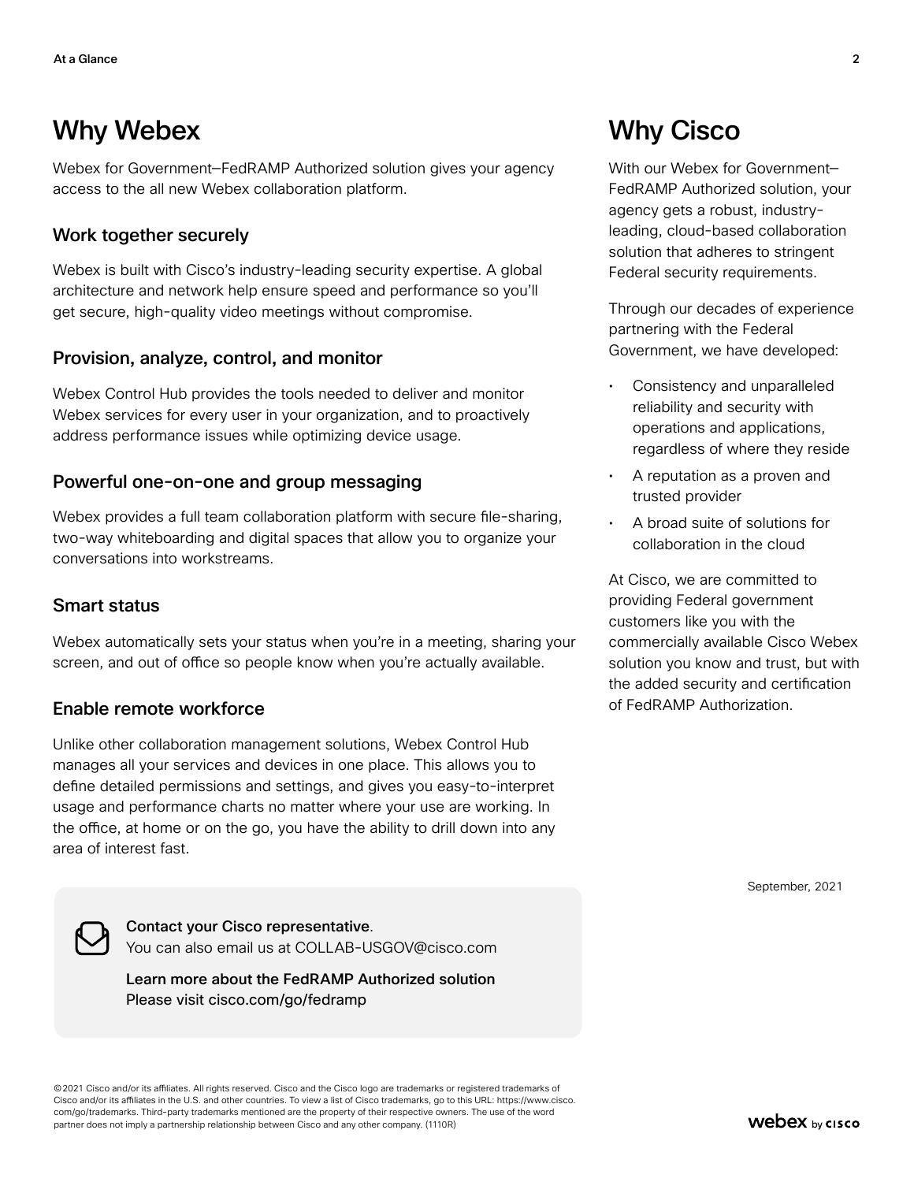## Why Webex

Webex for Government–FedRAMP Authorized solution gives your agency access to the all new Webex collaboration platform.

### Work together securely

Webex is built with Cisco's industry-leading security expertise. A global architecture and network help ensure speed and performance so you'll get secure, high-quality video meetings without compromise.

### Provision, analyze, control, and monitor

Webex Control Hub provides the tools needed to deliver and monitor Webex services for every user in your organization, and to proactively address performance issues while optimizing device usage.

### Powerful one-on-one and group messaging

Webex provides a full team collaboration platform with secure file-sharing, two-way whiteboarding and digital spaces that allow you to organize your conversations into workstreams.

### Smart status

Webex automatically sets your status when you're in a meeting, sharing your screen, and out of office so people know when you're actually available.

### Enable remote workforce

Unlike other collaboration management solutions, Webex Control Hub manages all your services and devices in one place. This allows you to define detailed permissions and settings, and gives you easy-to-interpret usage and performance charts no matter where your use are working. In the office, at home or on the go, you have the ability to drill down into any area of interest fast.

**Contact your Cisco representative**.
You can also email us at COLLAB-USGOV@cisco.com

**Learn more about the FedRAMP Authorized solution**
Please visit cisco.com/go/fedramp

## Why Cisco

With our Webex for Government–FedRAMP Authorized solution, your agency gets a robust, industry-leading, cloud-based collaboration solution that adheres to stringent Federal security requirements.

Through our decades of experience partnering with the Federal Government, we have developed:

- Consistency and unparalleled reliability and security with operations and applications, regardless of where they reside
- A reputation as a proven and trusted provider
- A broad suite of solutions for collaboration in the cloud

At Cisco, we are committed to providing Federal government customers like you with the commercially available Cisco Webex solution you know and trust, but with the added security and certification of FedRAMP Authorization.

September, 2021

©2021 Cisco and/or its affiliates. All rights reserved. Cisco and the Cisco logo are trademarks or registered trademarks of Cisco and/or its affiliates in the U.S. and other countries. To view a list of Cisco trademarks, go to this URL: https://www.cisco.com/go/trademarks. Third-party trademarks mentioned are the property of their respective owners. The use of the word partner does not imply a partnership relationship between Cisco and any other company. (1110R)